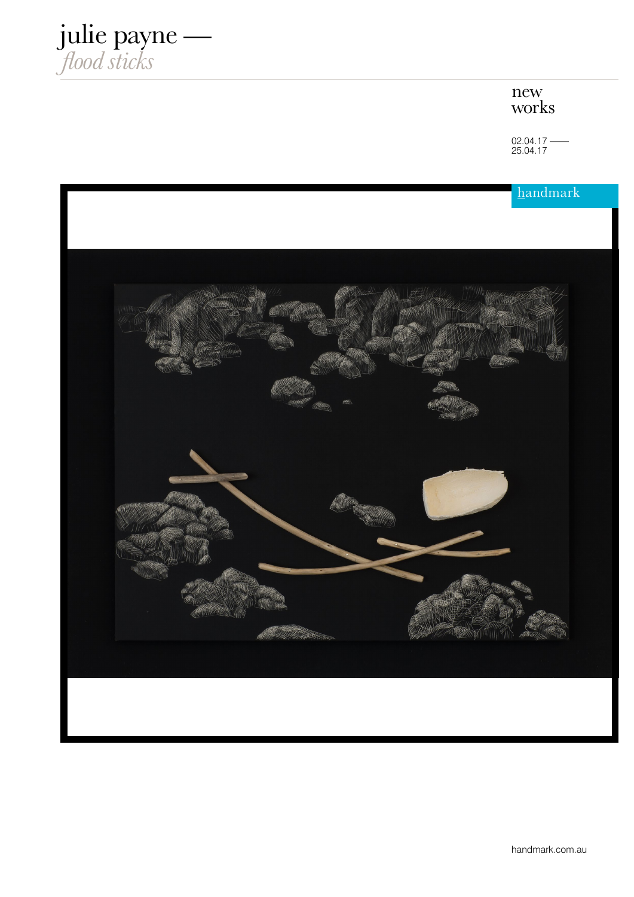# julie payne —
## *flood sticks*

new works

02.04.17 —— 25.04.17

handmark

handmark.com.au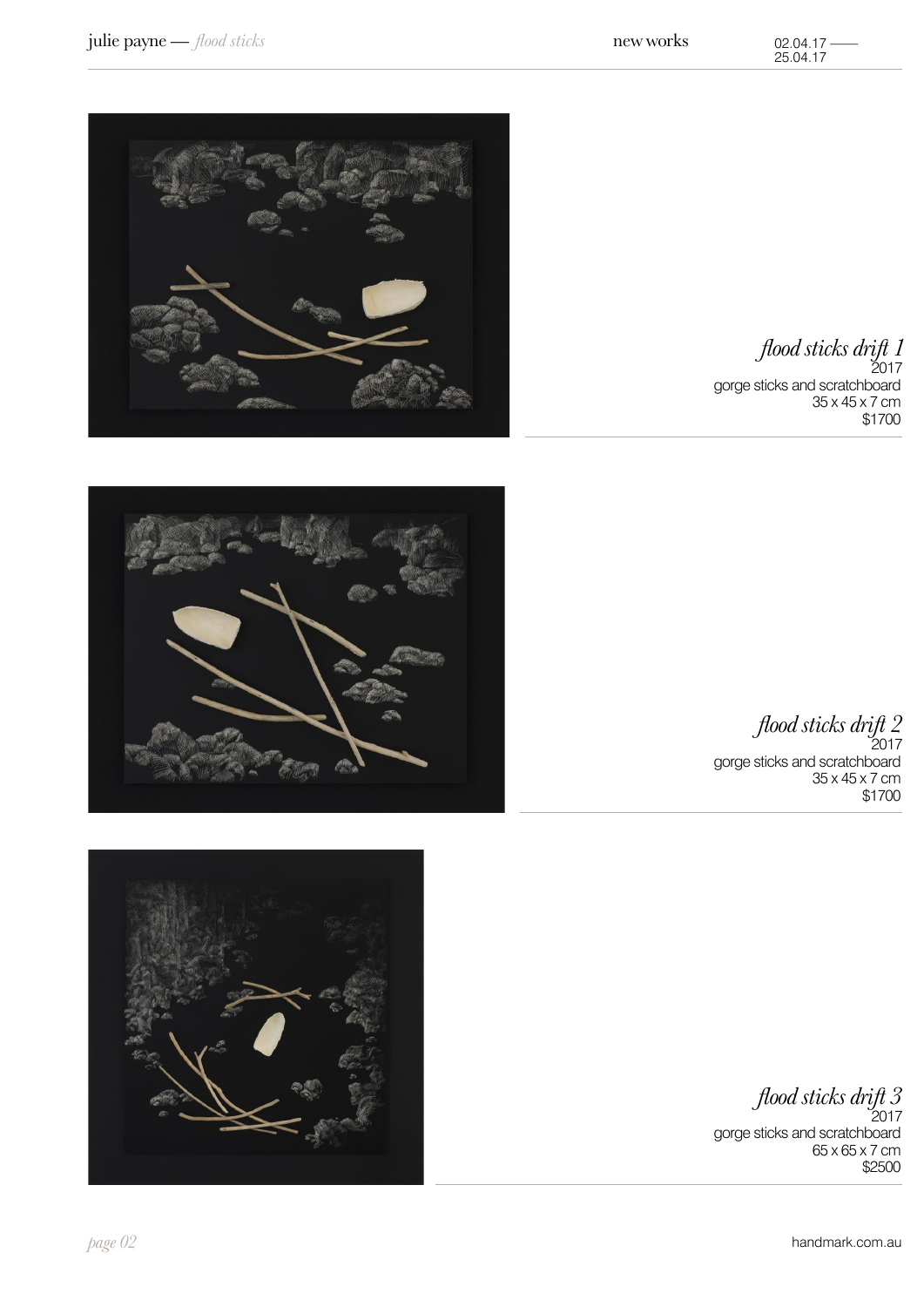*flood sticks drift 1*
2017
gorge sticks and scratchboard
35 x 45 x 7 cm
$1700

*flood sticks drift 2*
2017
gorge sticks and scratchboard
35 x 45 x 7 cm
$1700

*flood sticks drift 3*
2017
gorge sticks and scratchboard
65 x 65 x 7 cm
$2500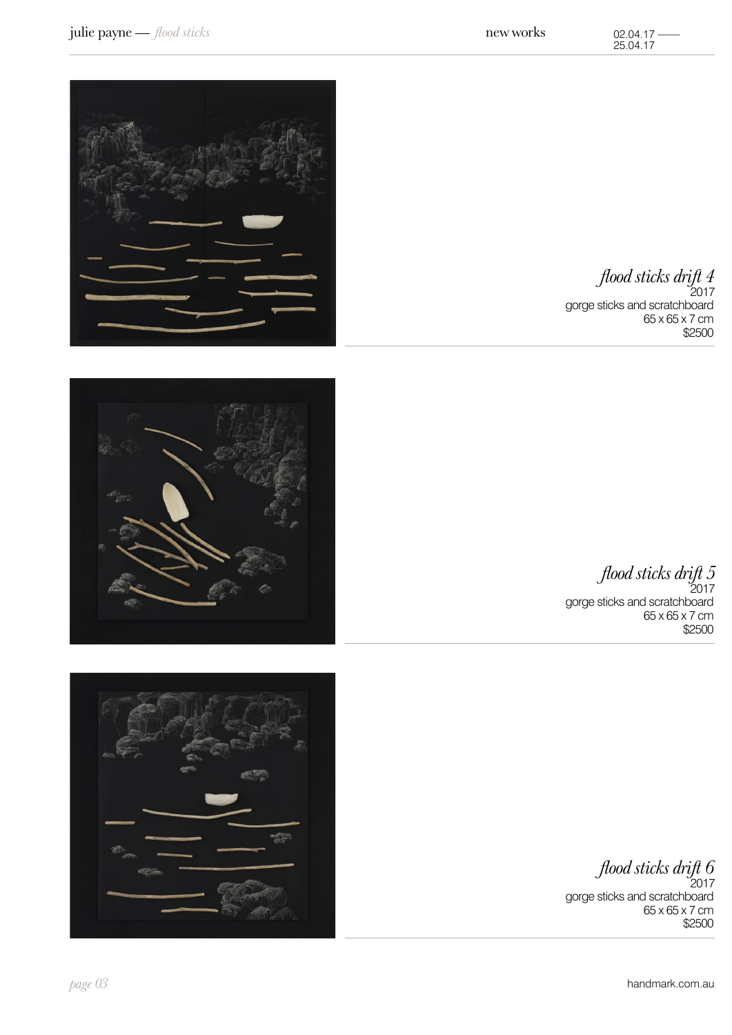*flood sticks drift 4*
2017
gorge sticks and scratchboard
65 x 65 x 7 cm
$2500

*flood sticks drift 5*
2017
gorge sticks and scratchboard
65 x 65 x 7 cm
$2500

*flood sticks drift 6*
2017
gorge sticks and scratchboard
65 x 65 x 7 cm
$2500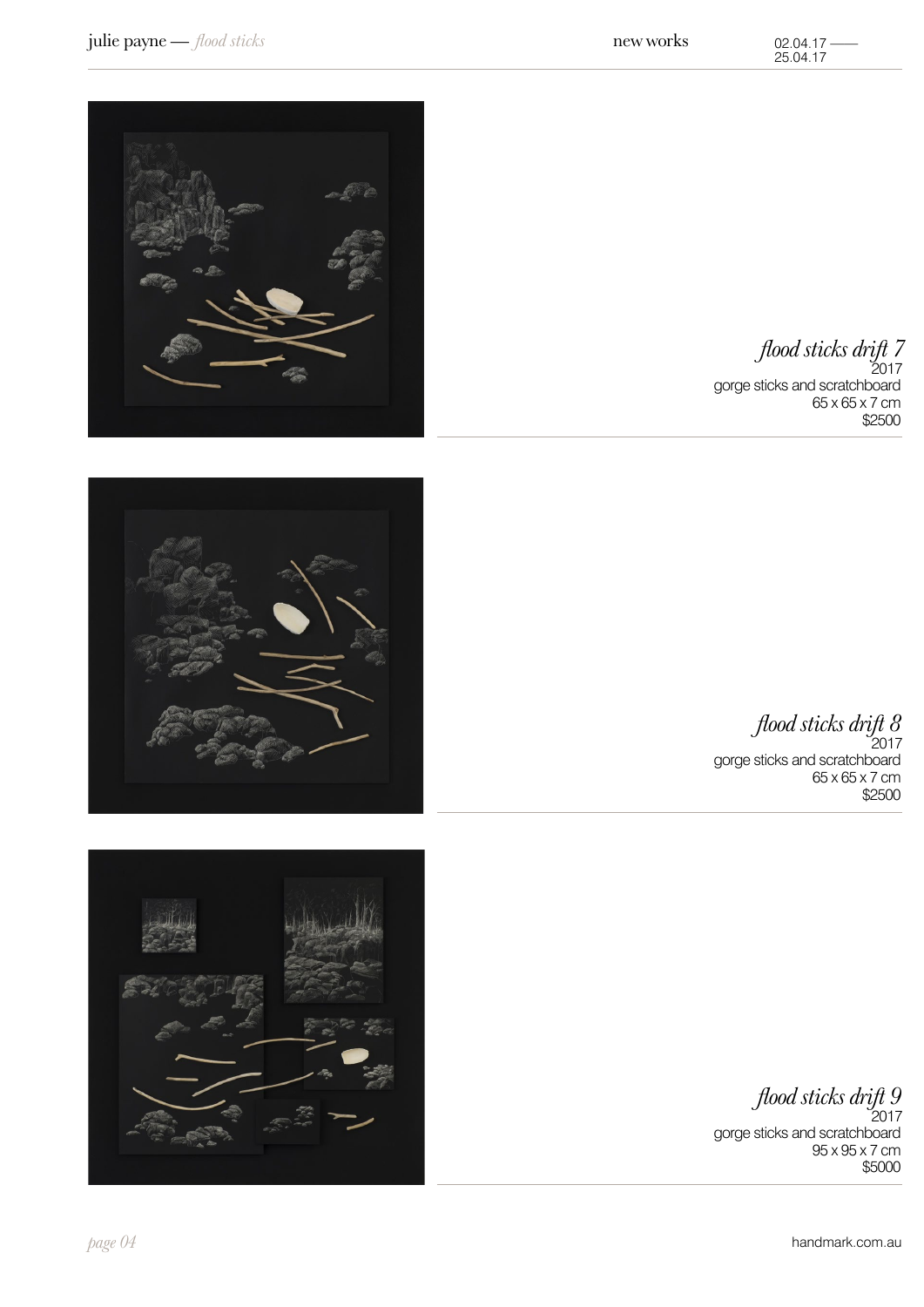*flood sticks drift 7*
2017
gorge sticks and scratchboard
65 x 65 x 7 cm
$2500

*flood sticks drift 8*
2017
gorge sticks and scratchboard
65 x 65 x 7 cm
$2500

*flood sticks drift 9*
2017
gorge sticks and scratchboard
95 x 95 x 7 cm
$5000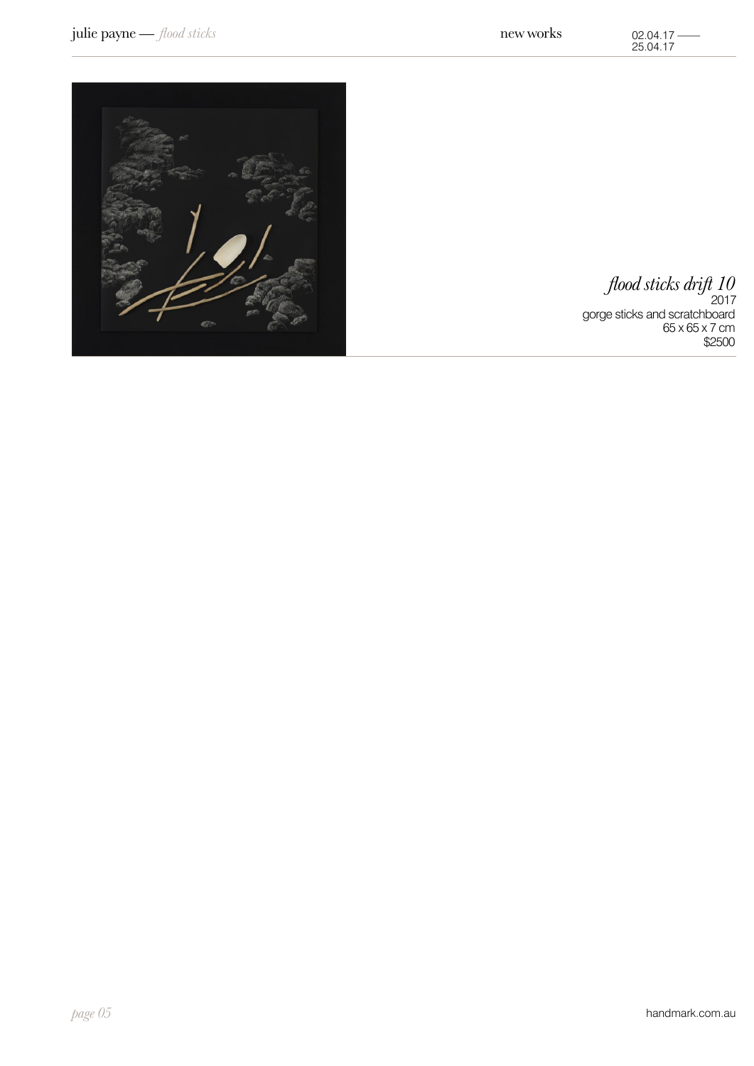*flood sticks drift 10*
2017
gorge sticks and scratchboard
65 x 65 x 7 cm
$2500